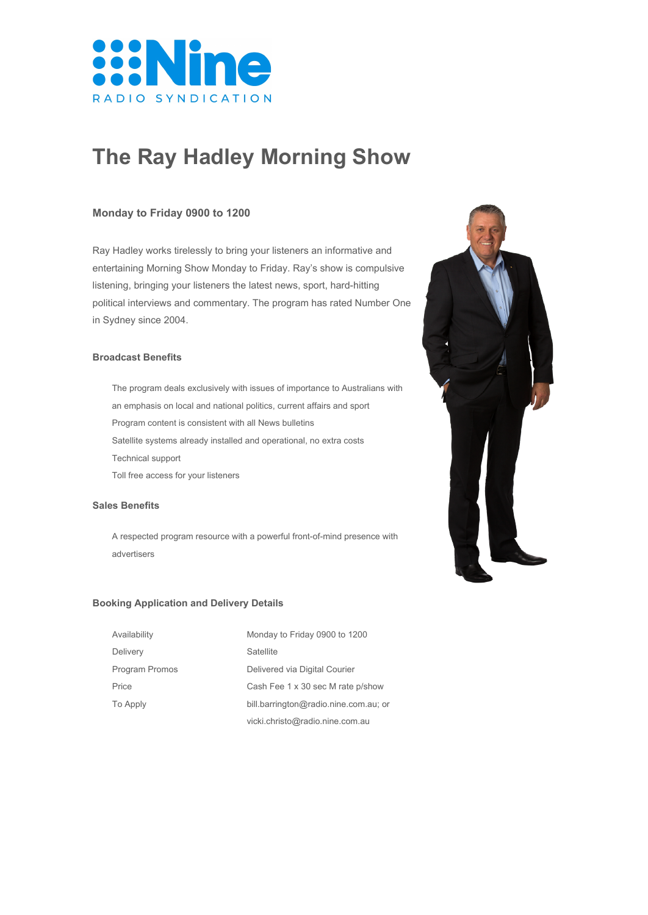Nine RADIO SYNDICATION

# The Ray Hadley Morning Show

### Monday to Friday 0900 to 1200

Ray Hadley works tirelessly to bring your listeners an informative and entertaining Morning Show Monday to Friday. Ray's show is compulsive listening, bringing your listeners the latest news, sport, hard-hitting political interviews and commentary. The program has rated Number One in Sydney since 2004.

### Broadcast Benefits

- The program deals exclusively with issues of importance to Australians with an emphasis on local and national politics, current affairs and sport
- Program content is consistent with all News bulletins
- Satellite systems already installed and operational, no extra costs
- Technical support
- Toll free access for your listeners

### Sales Benefits

- A respected program resource with a powerful front-of-mind presence with advertisers

### Booking Application and Delivery Details

| | |
|---|---|
| Availability | Monday to Friday 0900 to 1200 |
| Delivery | Satellite |
| Program Promos | Delivered via Digital Courier |
| Price | Cash Fee 1 x 30 sec M rate p/show |
| To Apply | bill.barrington@radio.nine.com.au; or vicki.christo@radio.nine.com.au |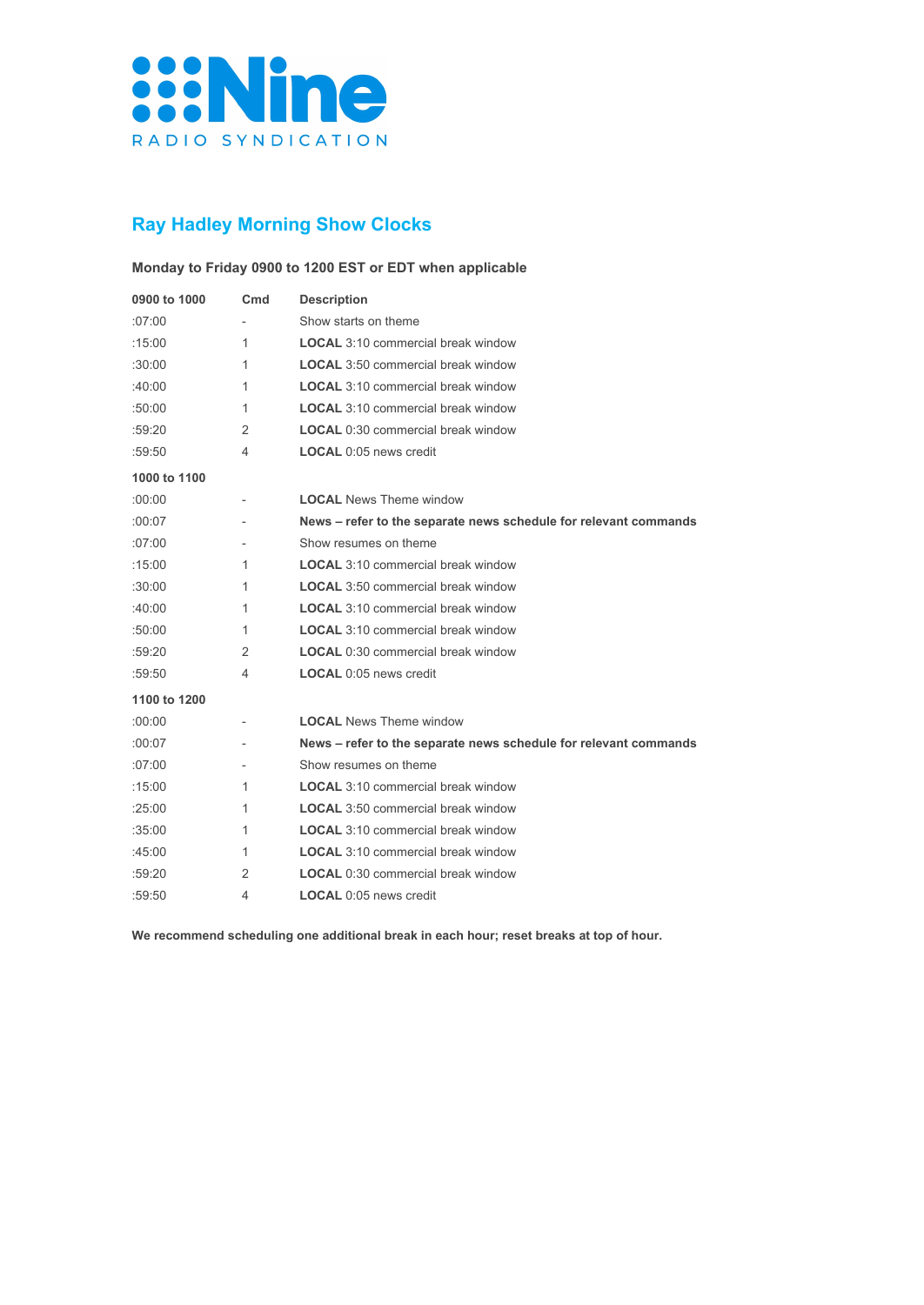Nine RADIO SYNDICATION

## Ray Hadley Morning Show Clocks

**Monday to Friday 0900 to 1200 EST or EDT when applicable**

| **0900 to 1000** | **Cmd** | **Description** |
|---|---|---|
| :07:00 | - | Show starts on theme |
| :15:00 | 1 | **LOCAL** 3:10 commercial break window |
| :30:00 | 1 | **LOCAL** 3:50 commercial break window |
| :40:00 | 1 | **LOCAL** 3:10 commercial break window |
| :50:00 | 1 | **LOCAL** 3:10 commercial break window |
| :59:20 | 2 | **LOCAL** 0:30 commercial break window |
| :59:50 | 4 | **LOCAL** 0:05 news credit |
| **1000 to 1100** | | |
| :00:00 | - | **LOCAL** News Theme window |
| :00:07 | - | **News – refer to the separate news schedule for relevant commands** |
| :07:00 | - | Show resumes on theme |
| :15:00 | 1 | **LOCAL** 3:10 commercial break window |
| :30:00 | 1 | **LOCAL** 3:50 commercial break window |
| :40:00 | 1 | **LOCAL** 3:10 commercial break window |
| :50:00 | 1 | **LOCAL** 3:10 commercial break window |
| :59:20 | 2 | **LOCAL** 0:30 commercial break window |
| :59:50 | 4 | **LOCAL** 0:05 news credit |
| **1100 to 1200** | | |
| :00:00 | - | **LOCAL** News Theme window |
| :00:07 | - | **News – refer to the separate news schedule for relevant commands** |
| :07:00 | - | Show resumes on theme |
| :15:00 | 1 | **LOCAL** 3:10 commercial break window |
| :25:00 | 1 | **LOCAL** 3:50 commercial break window |
| :35:00 | 1 | **LOCAL** 3:10 commercial break window |
| :45:00 | 1 | **LOCAL** 3:10 commercial break window |
| :59:20 | 2 | **LOCAL** 0:30 commercial break window |
| :59:50 | 4 | **LOCAL** 0:05 news credit |

**We recommend scheduling one additional break in each hour; reset breaks at top of hour.**